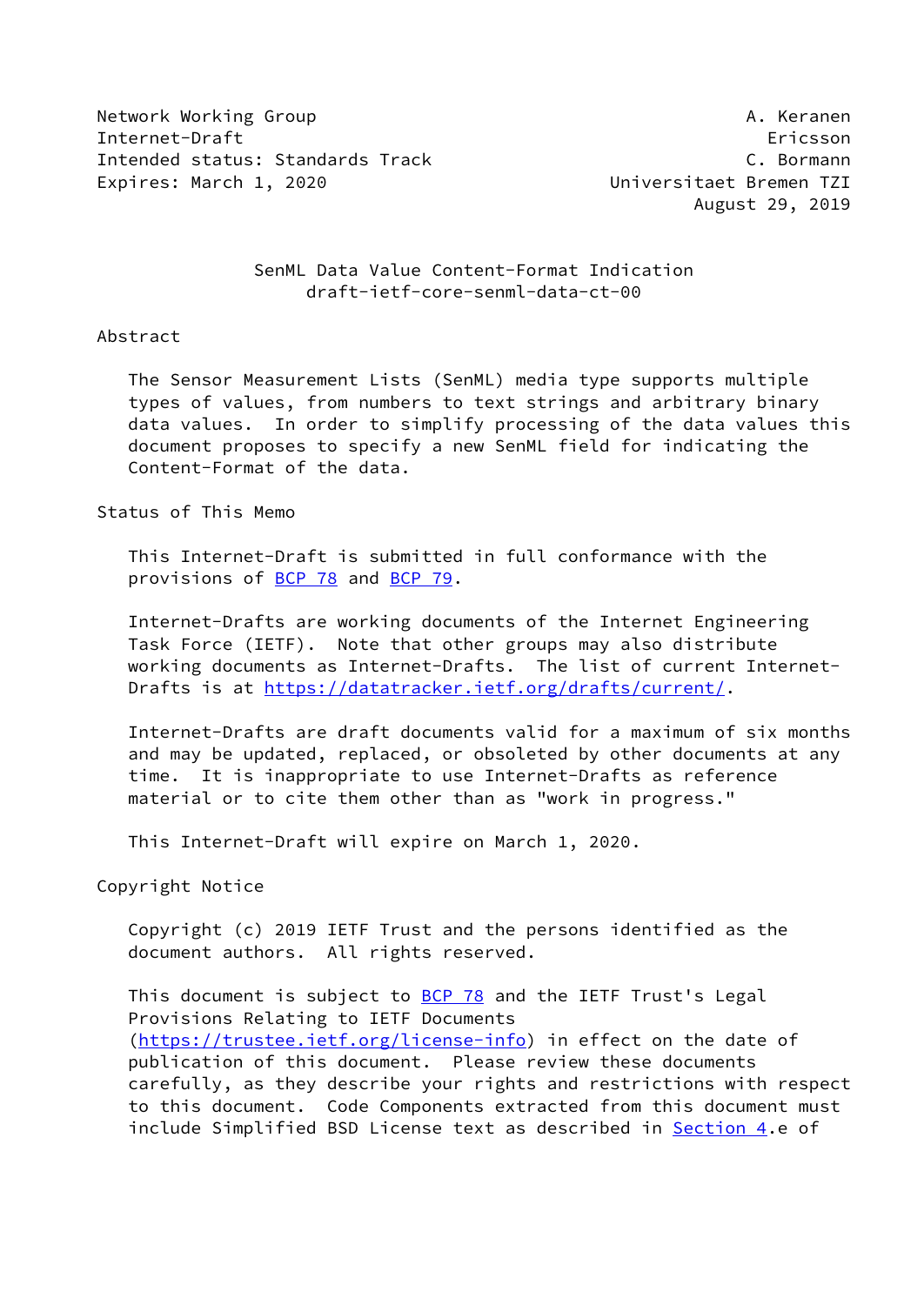Network Working Group A. Keranen
Internet-Draft Ericsson
Intended status: Standards Track C. Bormann
Expires: March 1, 2020 Universitaet Bremen TZI
August 29, 2019

# SenML Data Value Content-Format Indication
## draft-ietf-core-senml-data-ct-00

## Abstract

The Sensor Measurement Lists (SenML) media type supports multiple types of values, from numbers to text strings and arbitrary binary data values. In order to simplify processing of the data values this document proposes to specify a new SenML field for indicating the Content-Format of the data.

## Status of This Memo

This Internet-Draft is submitted in full conformance with the provisions of BCP 78 and BCP 79.

Internet-Drafts are working documents of the Internet Engineering Task Force (IETF). Note that other groups may also distribute working documents as Internet-Drafts. The list of current Internet-Drafts is at https://datatracker.ietf.org/drafts/current/.

Internet-Drafts are draft documents valid for a maximum of six months and may be updated, replaced, or obsoleted by other documents at any time. It is inappropriate to use Internet-Drafts as reference material or to cite them other than as "work in progress."

This Internet-Draft will expire on March 1, 2020.

## Copyright Notice

Copyright (c) 2019 IETF Trust and the persons identified as the document authors. All rights reserved.

This document is subject to BCP 78 and the IETF Trust's Legal Provisions Relating to IETF Documents (https://trustee.ietf.org/license-info) in effect on the date of publication of this document. Please review these documents carefully, as they describe your rights and restrictions with respect to this document. Code Components extracted from this document must include Simplified BSD License text as described in Section 4.e of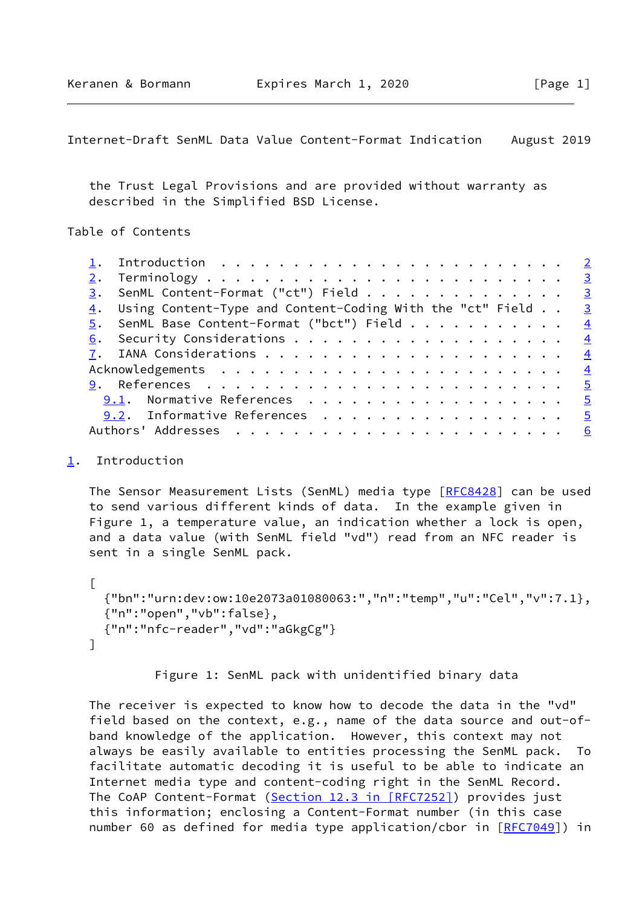the Trust Legal Provisions and are provided without warranty as described in the Simplified BSD License.

Table of Contents

1. Introduction . . . . . . . . . . . . . . . . . . . . . . . . 2
2. Terminology . . . . . . . . . . . . . . . . . . . . . . . . . 3
3. SenML Content-Format ("ct") Field . . . . . . . . . . . . . . 3
4. Using Content-Type and Content-Coding With the "ct" Field . . 3
5. SenML Base Content-Format ("bct") Field . . . . . . . . . . . 4
6. Security Considerations . . . . . . . . . . . . . . . . . . . 4
7. IANA Considerations . . . . . . . . . . . . . . . . . . . . . 4
Acknowledgements . . . . . . . . . . . . . . . . . . . . . . . . 4
9. References . . . . . . . . . . . . . . . . . . . . . . . . . 5
   9.1. Normative References . . . . . . . . . . . . . . . . . . 5
   9.2. Informative References . . . . . . . . . . . . . . . . . 5
Authors' Addresses . . . . . . . . . . . . . . . . . . . . . . . 6

# 1. Introduction

The Sensor Measurement Lists (SenML) media type [RFC8428] can be used to send various different kinds of data. In the example given in Figure 1, a temperature value, an indication whether a lock is open, and a data value (with SenML field "vd") read from an NFC reader is sent in a single SenML pack.

```
[
  {"bn":"urn:dev:ow:10e2073a01080063:","n":"temp","u":"Cel","v":7.1},
  {"n":"open","vb":false},
  {"n":"nfc-reader","vd":"aGkgCg"}
]
```

Figure 1: SenML pack with unidentified binary data

The receiver is expected to know how to decode the data in the "vd" field based on the context, e.g., name of the data source and out-of-band knowledge of the application. However, this context may not always be easily available to entities processing the SenML pack. To facilitate automatic decoding it is useful to be able to indicate an Internet media type and content-coding right in the SenML Record. The CoAP Content-Format (Section 12.3 in [RFC7252]) provides just this information; enclosing a Content-Format number (in this case number 60 as defined for media type application/cbor in [RFC7049]) in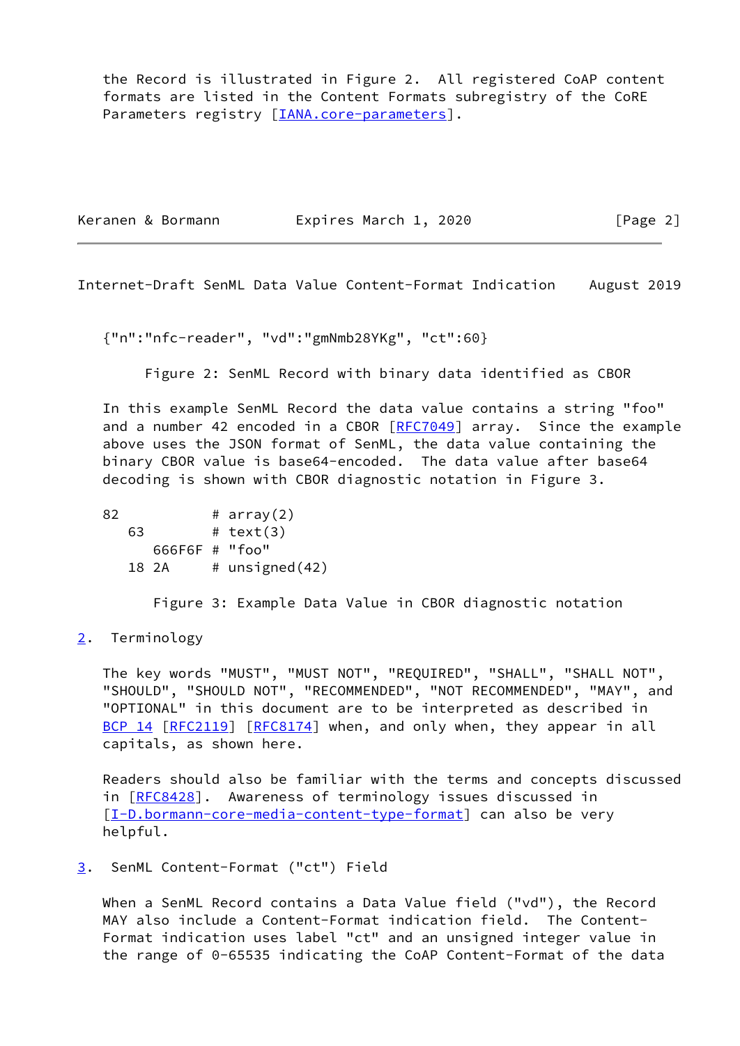the Record is illustrated in Figure 2. All registered CoAP content formats are listed in the Content Formats subregistry of the CoRE Parameters registry [IANA.core-parameters].

```
{"n":"nfc-reader", "vd":"gmNmb28YKg", "ct":60}
```

Figure 2: SenML Record with binary data identified as CBOR

In this example SenML Record the data value contains a string "foo" and a number 42 encoded in a CBOR [RFC7049] array. Since the example above uses the JSON format of SenML, the data value containing the binary CBOR value is base64-encoded. The data value after base64 decoding is shown with CBOR diagnostic notation in Figure 3.

```
82           # array(2)
   63        # text(3)
      666F6F # "foo"
   18 2A     # unsigned(42)
```

Figure 3: Example Data Value in CBOR diagnostic notation

## 2. Terminology

The key words "MUST", "MUST NOT", "REQUIRED", "SHALL", "SHALL NOT", "SHOULD", "SHOULD NOT", "RECOMMENDED", "NOT RECOMMENDED", "MAY", and "OPTIONAL" in this document are to be interpreted as described in BCP 14 [RFC2119] [RFC8174] when, and only when, they appear in all capitals, as shown here.

Readers should also be familiar with the terms and concepts discussed in [RFC8428]. Awareness of terminology issues discussed in [I-D.bormann-core-media-content-type-format] can also be very helpful.

## 3. SenML Content-Format ("ct") Field

When a SenML Record contains a Data Value field ("vd"), the Record MAY also include a Content-Format indication field. The Content-Format indication uses label "ct" and an unsigned integer value in the range of 0-65535 indicating the CoAP Content-Format of the data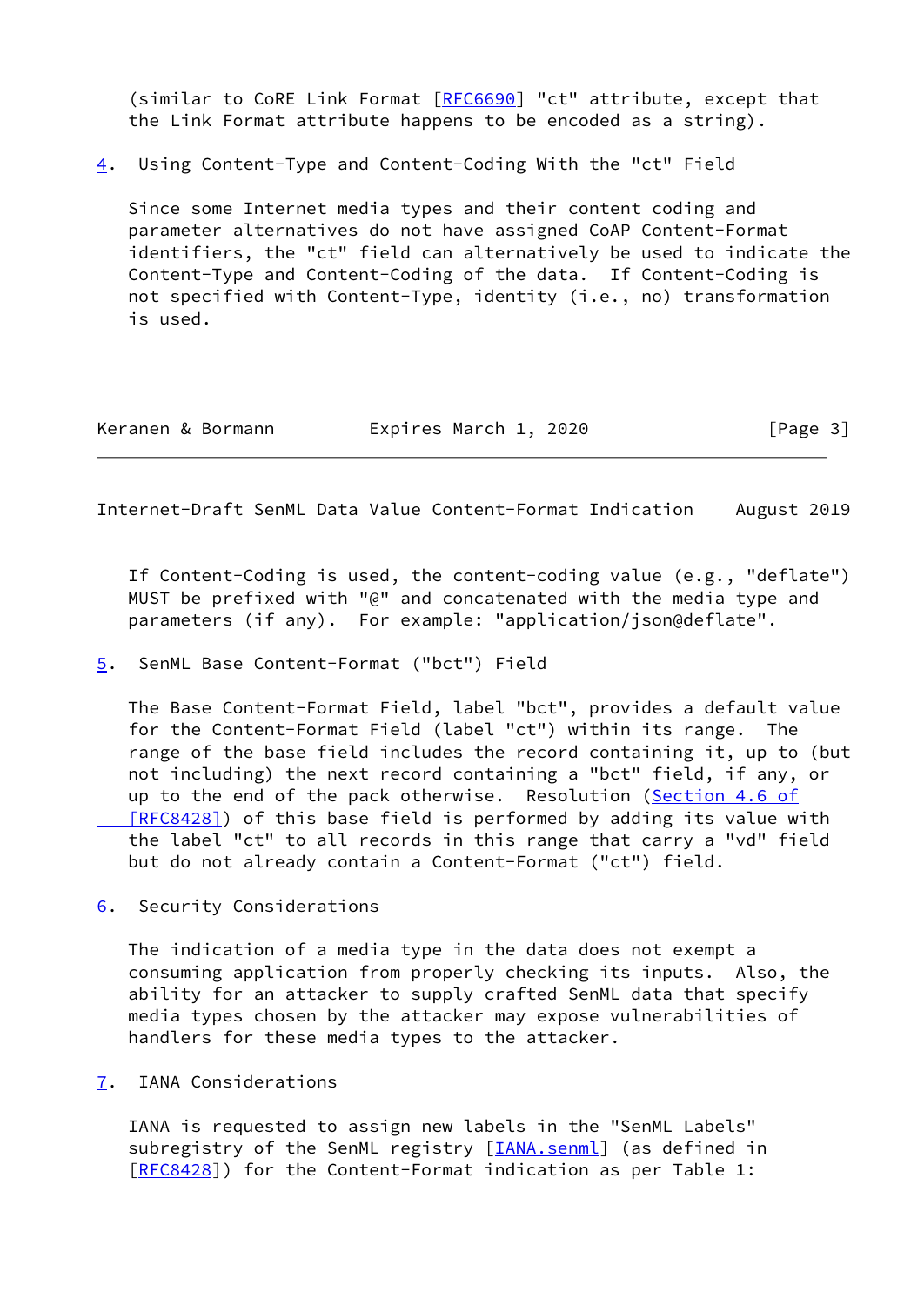(similar to CoRE Link Format [RFC6690] "ct" attribute, except that the Link Format attribute happens to be encoded as a string).

## 4. Using Content-Type and Content-Coding With the "ct" Field

Since some Internet media types and their content coding and parameter alternatives do not have assigned CoAP Content-Format identifiers, the "ct" field can alternatively be used to indicate the Content-Type and Content-Coding of the data. If Content-Coding is not specified with Content-Type, identity (i.e., no) transformation is used.

If Content-Coding is used, the content-coding value (e.g., "deflate") MUST be prefixed with "@" and concatenated with the media type and parameters (if any). For example: "application/json@deflate".

## 5. SenML Base Content-Format ("bct") Field

The Base Content-Format Field, label "bct", provides a default value for the Content-Format Field (label "ct") within its range. The range of the base field includes the record containing it, up to (but not including) the next record containing a "bct" field, if any, or up to the end of the pack otherwise. Resolution (Section 4.6 of [RFC8428]) of this base field is performed by adding its value with the label "ct" to all records in this range that carry a "vd" field but do not already contain a Content-Format ("ct") field.

## 6. Security Considerations

The indication of a media type in the data does not exempt a consuming application from properly checking its inputs. Also, the ability for an attacker to supply crafted SenML data that specify media types chosen by the attacker may expose vulnerabilities of handlers for these media types to the attacker.

## 7. IANA Considerations

IANA is requested to assign new labels in the "SenML Labels" subregistry of the SenML registry [IANA.senml] (as defined in [RFC8428]) for the Content-Format indication as per Table 1: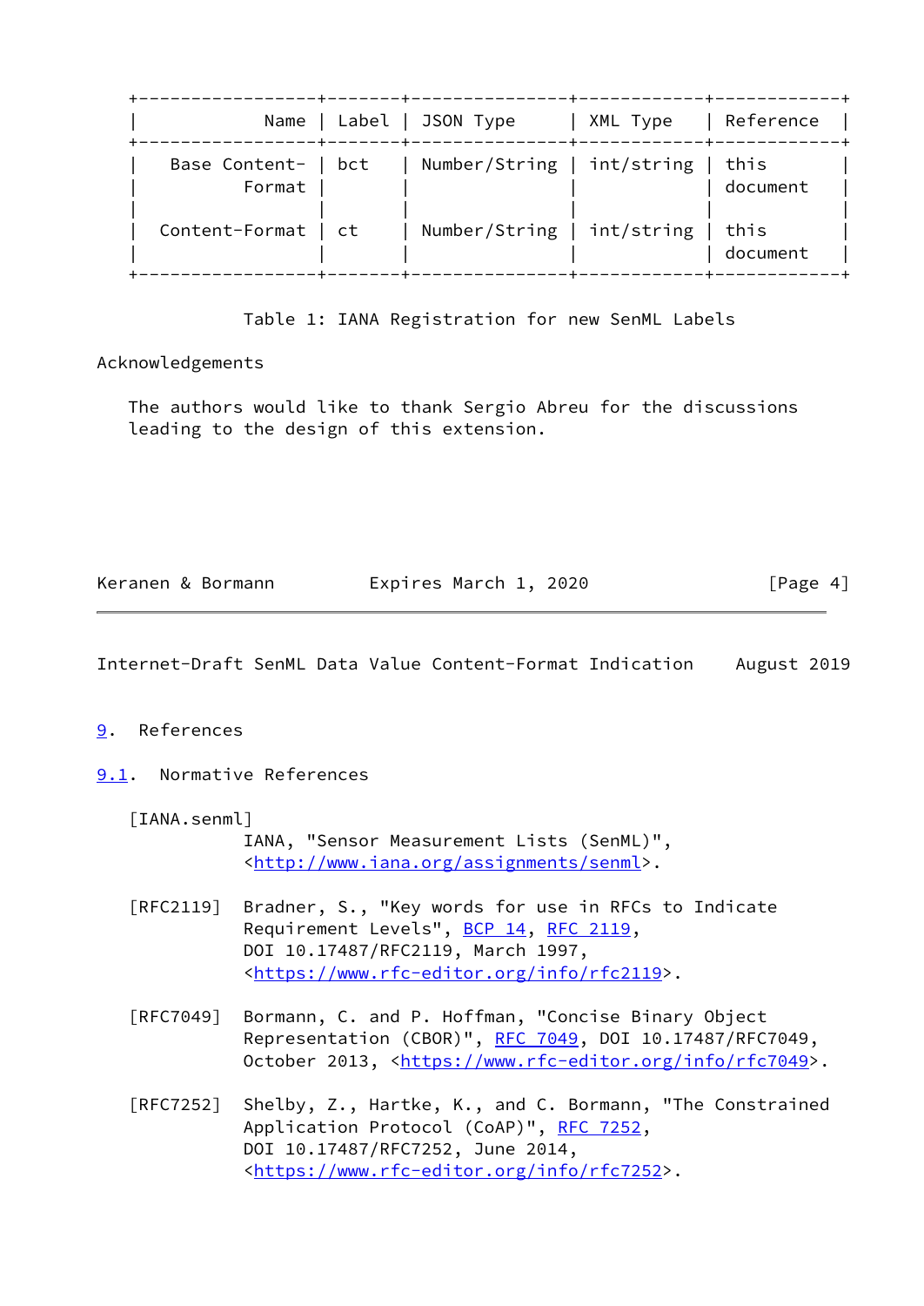| Name | Label | JSON Type | XML Type | Reference |
|---|---|---|---|---|
| Base Content-Format | bct | Number/String | int/string | this document |
| Content-Format | ct | Number/String | int/string | this document |

Table 1: IANA Registration for new SenML Labels

## Acknowledgements

The authors would like to thank Sergio Abreu for the discussions leading to the design of this extension.

## 9. References

### 9.1. Normative References

[IANA.senml]
IANA, "Sensor Measurement Lists (SenML)", <http://www.iana.org/assignments/senml>.

[RFC2119] Bradner, S., "Key words for use in RFCs to Indicate Requirement Levels", BCP 14, RFC 2119, DOI 10.17487/RFC2119, March 1997, <https://www.rfc-editor.org/info/rfc2119>.

[RFC7049] Bormann, C. and P. Hoffman, "Concise Binary Object Representation (CBOR)", RFC 7049, DOI 10.17487/RFC7049, October 2013, <https://www.rfc-editor.org/info/rfc7049>.

[RFC7252] Shelby, Z., Hartke, K., and C. Bormann, "The Constrained Application Protocol (CoAP)", RFC 7252, DOI 10.17487/RFC7252, June 2014, <https://www.rfc-editor.org/info/rfc7252>.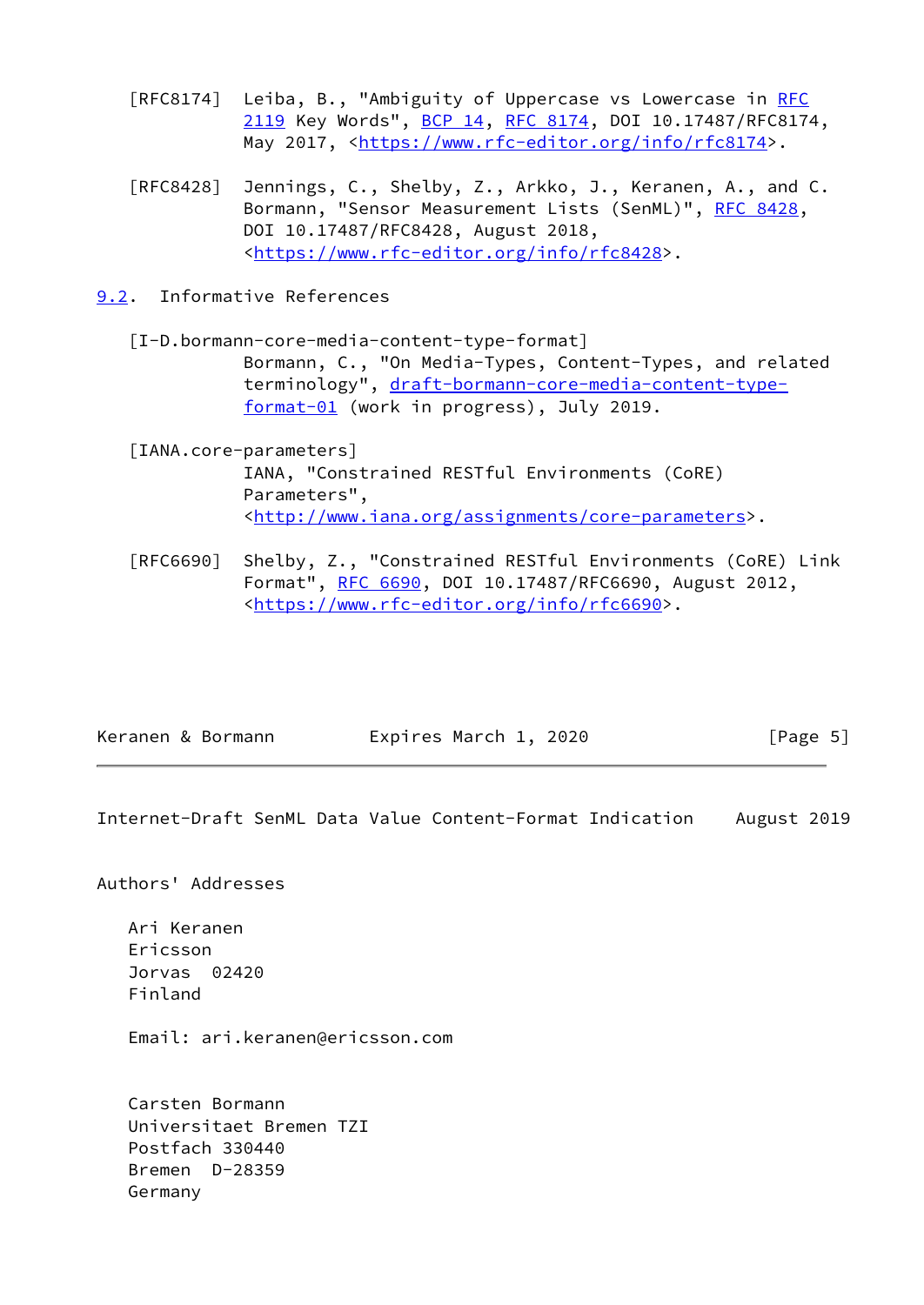[RFC8174] Leiba, B., "Ambiguity of Uppercase vs Lowercase in RFC 2119 Key Words", BCP 14, RFC 8174, DOI 10.17487/RFC8174, May 2017, <https://www.rfc-editor.org/info/rfc8174>.

[RFC8428] Jennings, C., Shelby, Z., Arkko, J., Keranen, A., and C. Bormann, "Sensor Measurement Lists (SenML)", RFC 8428, DOI 10.17487/RFC8428, August 2018, <https://www.rfc-editor.org/info/rfc8428>.

### 9.2. Informative References

[I-D.bormann-core-media-content-type-format]
Bormann, C., "On Media-Types, Content-Types, and related terminology", draft-bormann-core-media-content-type-format-01 (work in progress), July 2019.

[IANA.core-parameters]
IANA, "Constrained RESTful Environments (CoRE) Parameters", <http://www.iana.org/assignments/core-parameters>.

[RFC6690] Shelby, Z., "Constrained RESTful Environments (CoRE) Link Format", RFC 6690, DOI 10.17487/RFC6690, August 2012, <https://www.rfc-editor.org/info/rfc6690>.

## Authors' Addresses

Ari Keranen
Ericsson
Jorvas 02420
Finland

Email: ari.keranen@ericsson.com

Carsten Bormann
Universitaet Bremen TZI
Postfach 330440
Bremen D-28359
Germany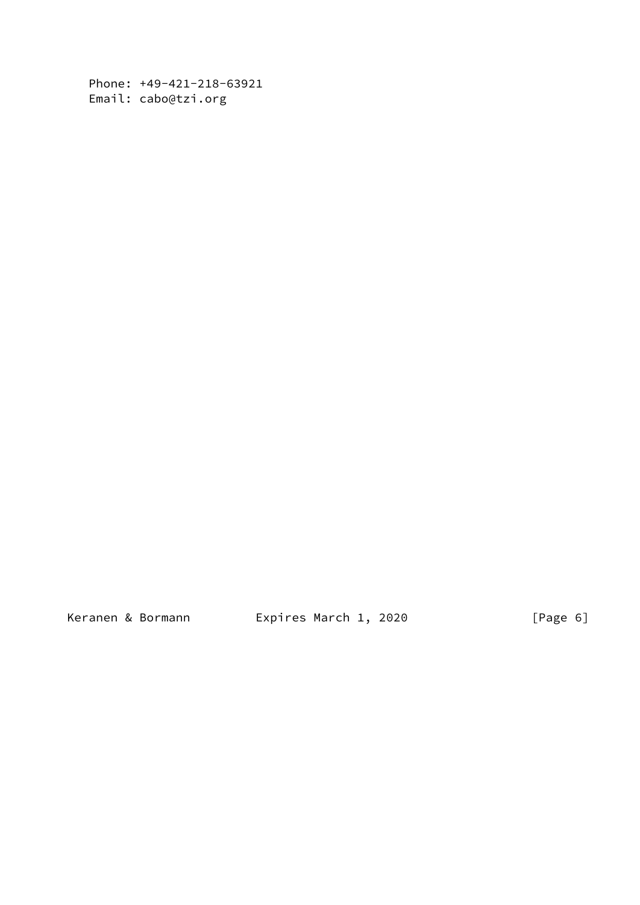Phone: +49-421-218-63921
Email: cabo@tzi.org